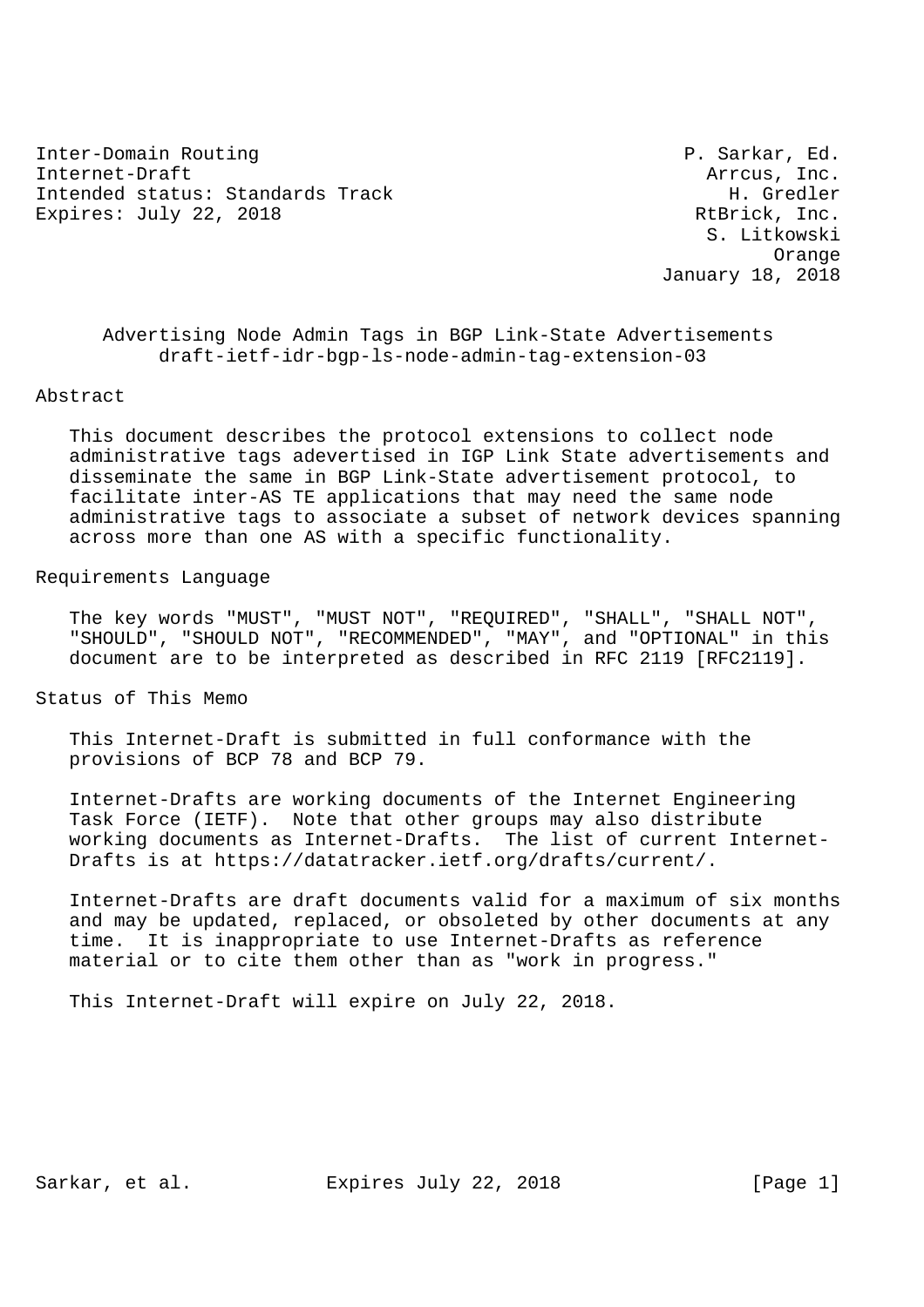Inter-Domain Routing P. Sarkar, Ed.
Internet-Draft Arrcus, Inc.
Intended status: Standards Track H. Gredler
Expires: July 22, 2018 RtBrick, Inc.
S. Litkowski
Orange
January 18, 2018

# Advertising Node Admin Tags in BGP Link-State Advertisements
draft-ietf-idr-bgp-ls-node-admin-tag-extension-03

## Abstract

This document describes the protocol extensions to collect node administrative tags adevertised in IGP Link State advertisements and disseminate the same in BGP Link-State advertisement protocol, to facilitate inter-AS TE applications that may need the same node administrative tags to associate a subset of network devices spanning across more than one AS with a specific functionality.

## Requirements Language

The key words "MUST", "MUST NOT", "REQUIRED", "SHALL", "SHALL NOT", "SHOULD", "SHOULD NOT", "RECOMMENDED", "MAY", and "OPTIONAL" in this document are to be interpreted as described in RFC 2119 [RFC2119].

## Status of This Memo

This Internet-Draft is submitted in full conformance with the provisions of BCP 78 and BCP 79.

Internet-Drafts are working documents of the Internet Engineering Task Force (IETF). Note that other groups may also distribute working documents as Internet-Drafts. The list of current Internet-Drafts is at https://datatracker.ietf.org/drafts/current/.

Internet-Drafts are draft documents valid for a maximum of six months and may be updated, replaced, or obsoleted by other documents at any time. It is inappropriate to use Internet-Drafts as reference material or to cite them other than as "work in progress."

This Internet-Draft will expire on July 22, 2018.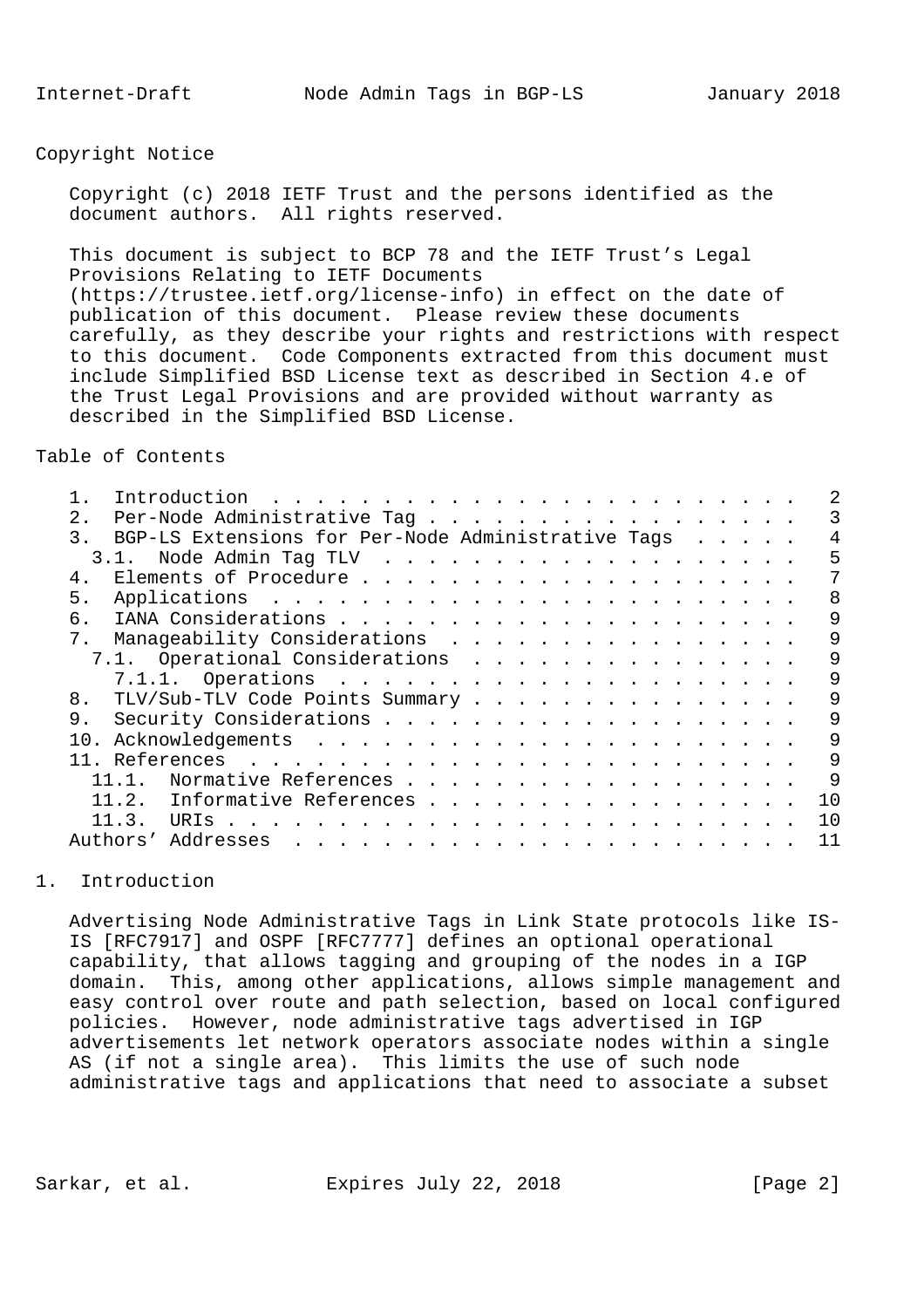## Copyright Notice

Copyright (c) 2018 IETF Trust and the persons identified as the document authors. All rights reserved.

This document is subject to BCP 78 and the IETF Trust's Legal Provisions Relating to IETF Documents (https://trustee.ietf.org/license-info) in effect on the date of publication of this document. Please review these documents carefully, as they describe your rights and restrictions with respect to this document. Code Components extracted from this document must include Simplified BSD License text as described in Section 4.e of the Trust Legal Provisions and are provided without warranty as described in the Simplified BSD License.

## Table of Contents

```
   1.  Introduction  . . . . . . . . . . . . . . . . . . . . . . . .   2
   2.  Per-Node Administrative Tag . . . . . . . . . . . . . . . . .   3
   3.  BGP-LS Extensions for Per-Node Administrative Tags  . . . . .   4
     3.1.  Node Admin Tag TLV  . . . . . . . . . . . . . . . . . . .   5
   4.  Elements of Procedure . . . . . . . . . . . . . . . . . . . .   7
   5.  Applications  . . . . . . . . . . . . . . . . . . . . . . . .   8
   6.  IANA Considerations . . . . . . . . . . . . . . . . . . . . .   9
   7.  Manageability Considerations  . . . . . . . . . . . . . . . .   9
     7.1.  Operational Considerations  . . . . . . . . . . . . . . .   9
       7.1.1.  Operations  . . . . . . . . . . . . . . . . . . . . .   9
   8.  TLV/Sub-TLV Code Points Summary . . . . . . . . . . . . . . .   9
   9.  Security Considerations . . . . . . . . . . . . . . . . . . .   9
   10. Acknowledgements  . . . . . . . . . . . . . . . . . . . . . .   9
   11. References  . . . . . . . . . . . . . . . . . . . . . . . . .   9
     11.1.  Normative References . . . . . . . . . . . . . . . . . .   9
     11.2.  Informative References . . . . . . . . . . . . . . . . .  10
     11.3.  URIs . . . . . . . . . . . . . . . . . . . . . . . . . .  10
   Authors' Addresses  . . . . . . . . . . . . . . . . . . . . . . .  11
```

## 1. Introduction

Advertising Node Administrative Tags in Link State protocols like IS-IS [RFC7917] and OSPF [RFC7777] defines an optional operational capability, that allows tagging and grouping of the nodes in a IGP domain. This, among other applications, allows simple management and easy control over route and path selection, based on local configured policies. However, node administrative tags advertised in IGP advertisements let network operators associate nodes within a single AS (if not a single area). This limits the use of such node administrative tags and applications that need to associate a subset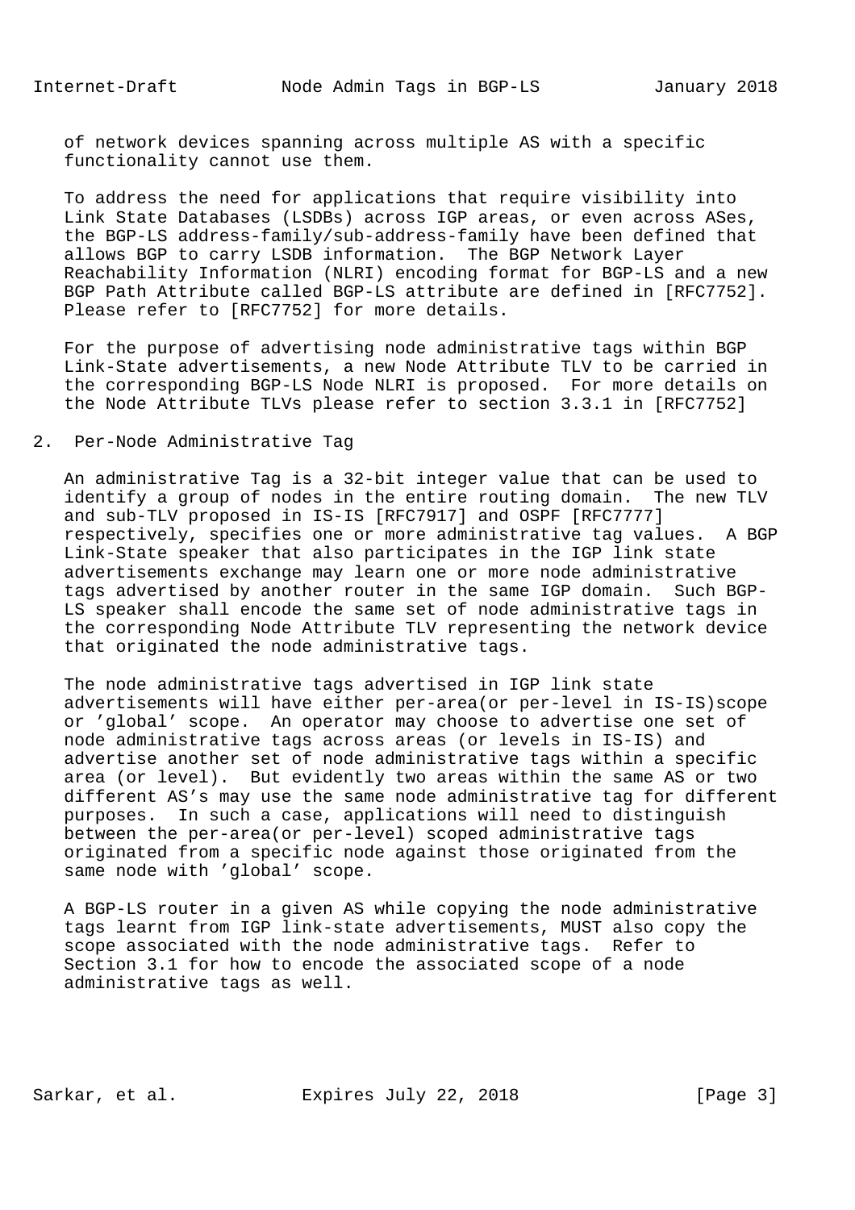of network devices spanning across multiple AS with a specific functionality cannot use them.

To address the need for applications that require visibility into Link State Databases (LSDBs) across IGP areas, or even across ASes, the BGP-LS address-family/sub-address-family have been defined that allows BGP to carry LSDB information. The BGP Network Layer Reachability Information (NLRI) encoding format for BGP-LS and a new BGP Path Attribute called BGP-LS attribute are defined in [RFC7752]. Please refer to [RFC7752] for more details.

For the purpose of advertising node administrative tags within BGP Link-State advertisements, a new Node Attribute TLV to be carried in the corresponding BGP-LS Node NLRI is proposed. For more details on the Node Attribute TLVs please refer to section 3.3.1 in [RFC7752]

## 2. Per-Node Administrative Tag

An administrative Tag is a 32-bit integer value that can be used to identify a group of nodes in the entire routing domain. The new TLV and sub-TLV proposed in IS-IS [RFC7917] and OSPF [RFC7777] respectively, specifies one or more administrative tag values. A BGP Link-State speaker that also participates in the IGP link state advertisements exchange may learn one or more node administrative tags advertised by another router in the same IGP domain. Such BGP-LS speaker shall encode the same set of node administrative tags in the corresponding Node Attribute TLV representing the network device that originated the node administrative tags.

The node administrative tags advertised in IGP link state advertisements will have either per-area(or per-level in IS-IS)scope or 'global' scope. An operator may choose to advertise one set of node administrative tags across areas (or levels in IS-IS) and advertise another set of node administrative tags within a specific area (or level). But evidently two areas within the same AS or two different AS's may use the same node administrative tag for different purposes. In such a case, applications will need to distinguish between the per-area(or per-level) scoped administrative tags originated from a specific node against those originated from the same node with 'global' scope.

A BGP-LS router in a given AS while copying the node administrative tags learnt from IGP link-state advertisements, MUST also copy the scope associated with the node administrative tags. Refer to Section 3.1 for how to encode the associated scope of a node administrative tags as well.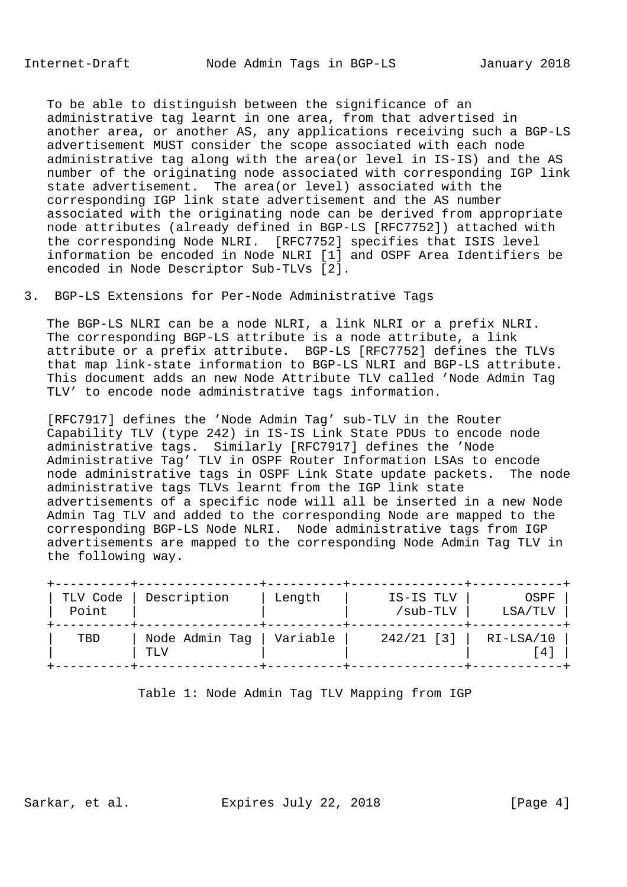To be able to distinguish between the significance of an administrative tag learnt in one area, from that advertised in another area, or another AS, any applications receiving such a BGP-LS advertisement MUST consider the scope associated with each node administrative tag along with the area(or level in IS-IS) and the AS number of the originating node associated with corresponding IGP link state advertisement. The area(or level) associated with the corresponding IGP link state advertisement and the AS number associated with the originating node can be derived from appropriate node attributes (already defined in BGP-LS [RFC7752]) attached with the corresponding Node NLRI. [RFC7752] specifies that ISIS level information be encoded in Node NLRI [1] and OSPF Area Identifiers be encoded in Node Descriptor Sub-TLVs [2].

## 3. BGP-LS Extensions for Per-Node Administrative Tags

The BGP-LS NLRI can be a node NLRI, a link NLRI or a prefix NLRI. The corresponding BGP-LS attribute is a node attribute, a link attribute or a prefix attribute. BGP-LS [RFC7752] defines the TLVs that map link-state information to BGP-LS NLRI and BGP-LS attribute. This document adds an new Node Attribute TLV called 'Node Admin Tag TLV' to encode node administrative tags information.

[RFC7917] defines the 'Node Admin Tag' sub-TLV in the Router Capability TLV (type 242) in IS-IS Link State PDUs to encode node administrative tags. Similarly [RFC7917] defines the 'Node Administrative Tag' TLV in OSPF Router Information LSAs to encode node administrative tags in OSPF Link State update packets. The node administrative tags TLVs learnt from the IGP link state advertisements of a specific node will all be inserted in a new Node Admin Tag TLV and added to the corresponding Node are mapped to the corresponding BGP-LS Node NLRI. Node administrative tags from IGP advertisements are mapped to the corresponding Node Admin Tag TLV in the following way.

| TLV Code Point | Description | Length | IS-IS TLV /sub-TLV | OSPF LSA/TLV |
|---|---|---|---|---|
| TBD | Node Admin Tag TLV | Variable | 242/21 [3] | RI-LSA/10 [4] |

Table 1: Node Admin Tag TLV Mapping from IGP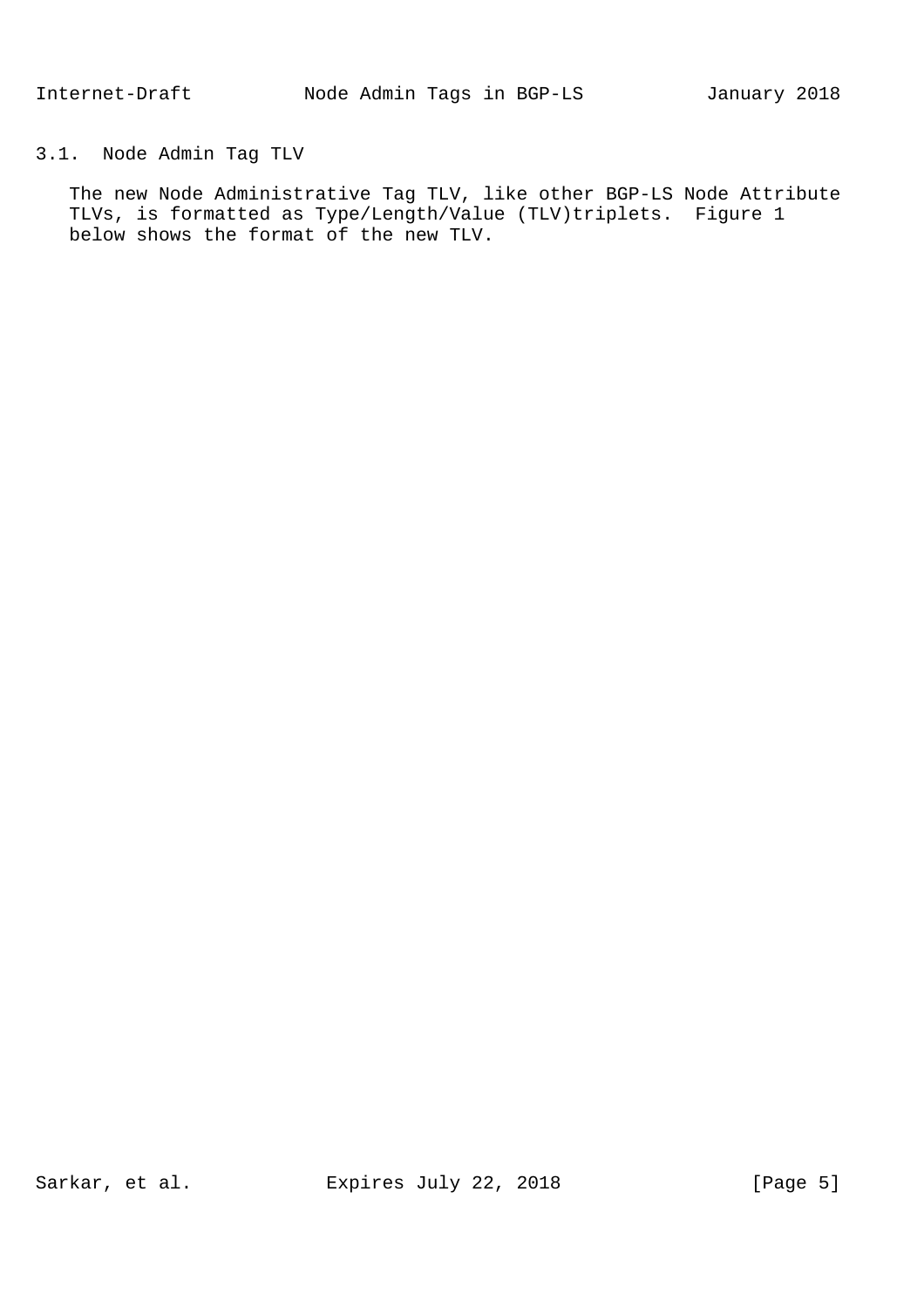### 3.1. Node Admin Tag TLV

The new Node Administrative Tag TLV, like other BGP-LS Node Attribute TLVs, is formatted as Type/Length/Value (TLV)triplets. Figure 1 below shows the format of the new TLV.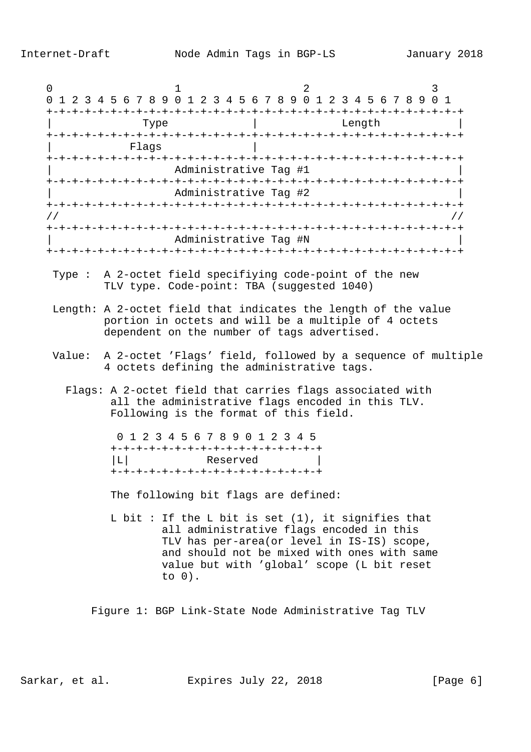```
     0                   1                   2                   3
     0 1 2 3 4 5 6 7 8 9 0 1 2 3 4 5 6 7 8 9 0 1 2 3 4 5 6 7 8 9 0 1
    +-+-+-+-+-+-+-+-+-+-+-+-+-+-+-+-+-+-+-+-+-+-+-+-+-+-+-+-+-+-+-+-+
    |              Type             |             Length            |
    +-+-+-+-+-+-+-+-+-+-+-+-+-+-+-+-+-+-+-+-+-+-+-+-+-+-+-+-+-+-+-+-+
    |            Flags              |
    +-+-+-+-+-+-+-+-+-+-+-+-+-+-+-+-+-+-+-+-+-+-+-+-+-+-+-+-+-+-+-+-+
    |                   Administrative Tag #1                       |
    +-+-+-+-+-+-+-+-+-+-+-+-+-+-+-+-+-+-+-+-+-+-+-+-+-+-+-+-+-+-+-+-+
    |                   Administrative Tag #2                       |
    +-+-+-+-+-+-+-+-+-+-+-+-+-+-+-+-+-+-+-+-+-+-+-+-+-+-+-+-+-+-+-+-+
    //                                                             //
    +-+-+-+-+-+-+-+-+-+-+-+-+-+-+-+-+-+-+-+-+-+-+-+-+-+-+-+-+-+-+-+-+
    |                   Administrative Tag #N                       |
    +-+-+-+-+-+-+-+-+-+-+-+-+-+-+-+-+-+-+-+-+-+-+-+-+-+-+-+-+-+-+-+-+

     Type :  A 2-octet field specifiying code-point of the new
             TLV type. Code-point: TBA (suggested 1040)

     Length: A 2-octet field that indicates the length of the value
             portion in octets and will be a multiple of 4 octets
             dependent on the number of tags advertised.

     Value:  A 2-octet 'Flags' field, followed by a sequence of multiple
             4 octets defining the administrative tags.

       Flags: A 2-octet field that carries flags associated with
              all the administrative flags encoded in this TLV.
              Following is the format of this field.

               0 1 2 3 4 5 6 7 8 9 0 1 2 3 4 5
              +-+-+-+-+-+-+-+-+-+-+-+-+-+-+-+-+
              |L|            Reserved         |
              +-+-+-+-+-+-+-+-+-+-+-+-+-+-+-+-+

              The following bit flags are defined:

              L bit : If the L bit is set (1), it signifies that
                      all administrative flags encoded in this
                      TLV has per-area(or level in IS-IS) scope,
                      and should not be mixed with ones with same
                      value but with 'global' scope (L bit reset
                      to 0).


           Figure 1: BGP Link-State Node Administrative Tag TLV
```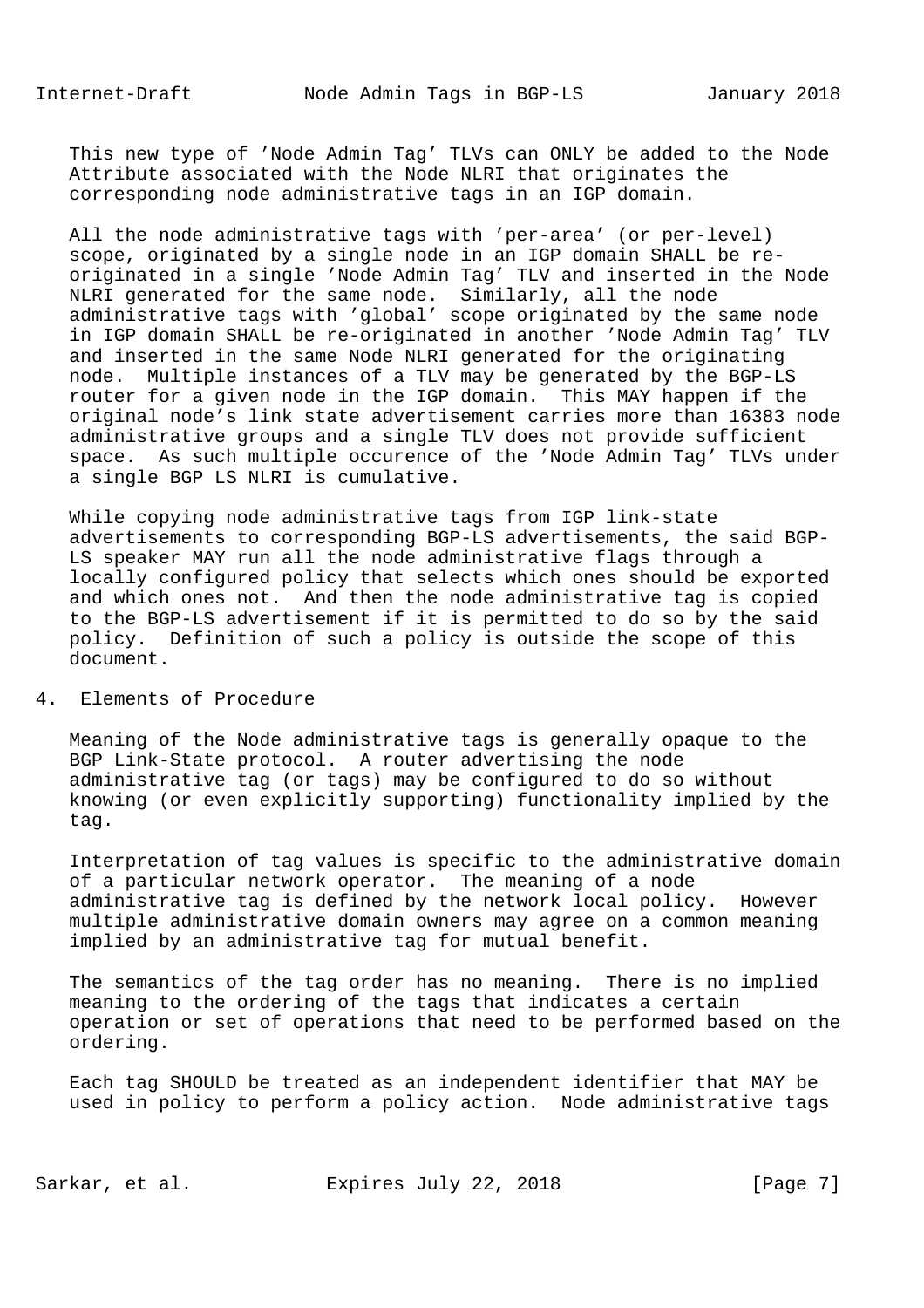This new type of 'Node Admin Tag' TLVs can ONLY be added to the Node Attribute associated with the Node NLRI that originates the corresponding node administrative tags in an IGP domain.

All the node administrative tags with 'per-area' (or per-level) scope, originated by a single node in an IGP domain SHALL be re-originated in a single 'Node Admin Tag' TLV and inserted in the Node NLRI generated for the same node. Similarly, all the node administrative tags with 'global' scope originated by the same node in IGP domain SHALL be re-originated in another 'Node Admin Tag' TLV and inserted in the same Node NLRI generated for the originating node. Multiple instances of a TLV may be generated by the BGP-LS router for a given node in the IGP domain. This MAY happen if the original node's link state advertisement carries more than 16383 node administrative groups and a single TLV does not provide sufficient space. As such multiple occurence of the 'Node Admin Tag' TLVs under a single BGP LS NLRI is cumulative.

While copying node administrative tags from IGP link-state advertisements to corresponding BGP-LS advertisements, the said BGP-LS speaker MAY run all the node administrative flags through a locally configured policy that selects which ones should be exported and which ones not. And then the node administrative tag is copied to the BGP-LS advertisement if it is permitted to do so by the said policy. Definition of such a policy is outside the scope of this document.

# 4. Elements of Procedure

Meaning of the Node administrative tags is generally opaque to the BGP Link-State protocol. A router advertising the node administrative tag (or tags) may be configured to do so without knowing (or even explicitly supporting) functionality implied by the tag.

Interpretation of tag values is specific to the administrative domain of a particular network operator. The meaning of a node administrative tag is defined by the network local policy. However multiple administrative domain owners may agree on a common meaning implied by an administrative tag for mutual benefit.

The semantics of the tag order has no meaning. There is no implied meaning to the ordering of the tags that indicates a certain operation or set of operations that need to be performed based on the ordering.

Each tag SHOULD be treated as an independent identifier that MAY be used in policy to perform a policy action. Node administrative tags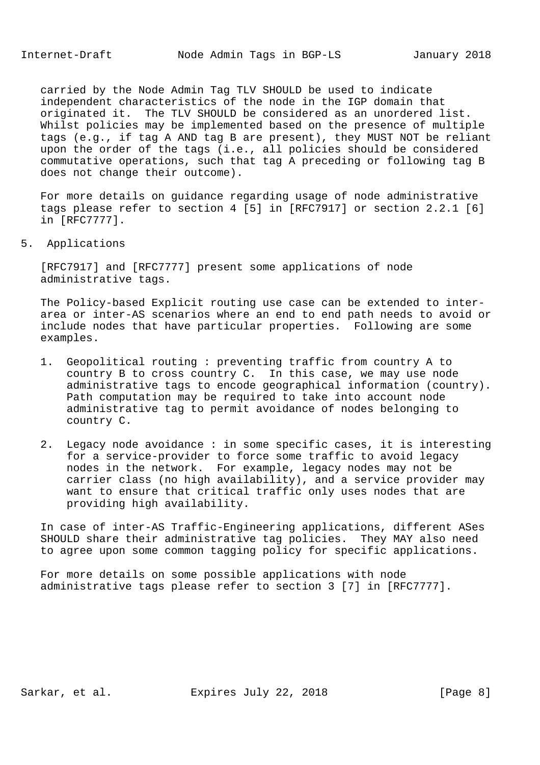carried by the Node Admin Tag TLV SHOULD be used to indicate independent characteristics of the node in the IGP domain that originated it. The TLV SHOULD be considered as an unordered list. Whilst policies may be implemented based on the presence of multiple tags (e.g., if tag A AND tag B are present), they MUST NOT be reliant upon the order of the tags (i.e., all policies should be considered commutative operations, such that tag A preceding or following tag B does not change their outcome).

For more details on guidance regarding usage of node administrative tags please refer to section 4 [5] in [RFC7917] or section 2.2.1 [6] in [RFC7777].

## 5. Applications

[RFC7917] and [RFC7777] present some applications of node administrative tags.

The Policy-based Explicit routing use case can be extended to inter-area or inter-AS scenarios where an end to end path needs to avoid or include nodes that have particular properties. Following are some examples.

1. Geopolitical routing : preventing traffic from country A to country B to cross country C. In this case, we may use node administrative tags to encode geographical information (country). Path computation may be required to take into account node administrative tag to permit avoidance of nodes belonging to country C.

2. Legacy node avoidance : in some specific cases, it is interesting for a service-provider to force some traffic to avoid legacy nodes in the network. For example, legacy nodes may not be carrier class (no high availability), and a service provider may want to ensure that critical traffic only uses nodes that are providing high availability.

In case of inter-AS Traffic-Engineering applications, different ASes SHOULD share their administrative tag policies. They MAY also need to agree upon some common tagging policy for specific applications.

For more details on some possible applications with node administrative tags please refer to section 3 [7] in [RFC7777].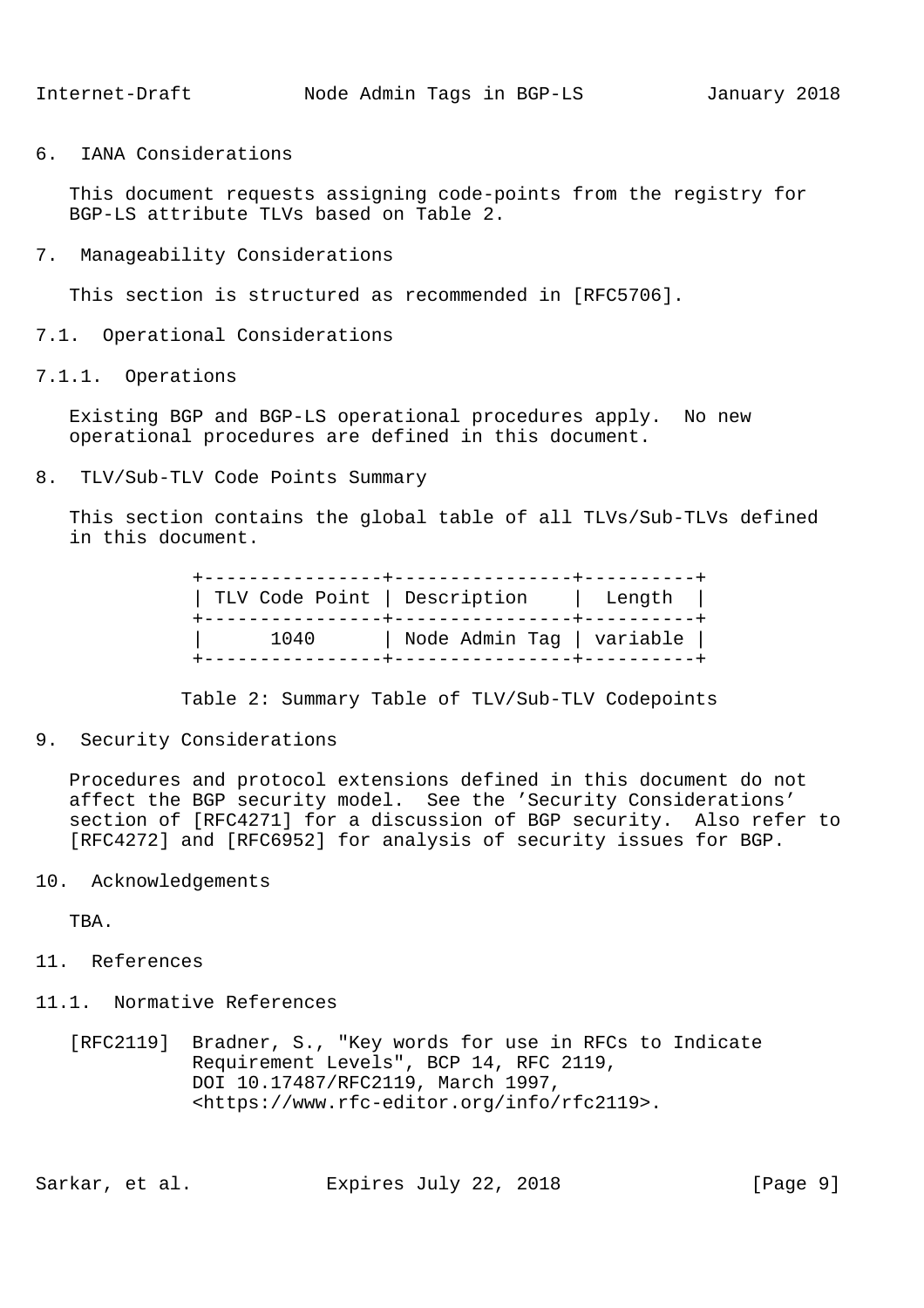## 6. IANA Considerations

This document requests assigning code-points from the registry for BGP-LS attribute TLVs based on Table 2.

## 7. Manageability Considerations

This section is structured as recommended in [RFC5706].

### 7.1. Operational Considerations

#### 7.1.1. Operations

Existing BGP and BGP-LS operational procedures apply. No new operational procedures are defined in this document.

## 8. TLV/Sub-TLV Code Points Summary

This section contains the global table of all TLVs/Sub-TLVs defined in this document.

| TLV Code Point | Description | Length |
|---|---|---|
| 1040 | Node Admin Tag | variable |

Table 2: Summary Table of TLV/Sub-TLV Codepoints

## 9. Security Considerations

Procedures and protocol extensions defined in this document do not affect the BGP security model. See the 'Security Considerations' section of [RFC4271] for a discussion of BGP security. Also refer to [RFC4272] and [RFC6952] for analysis of security issues for BGP.

## 10. Acknowledgements

TBA.

## 11. References

### 11.1. Normative References

[RFC2119] Bradner, S., "Key words for use in RFCs to Indicate Requirement Levels", BCP 14, RFC 2119, DOI 10.17487/RFC2119, March 1997, <https://www.rfc-editor.org/info/rfc2119>.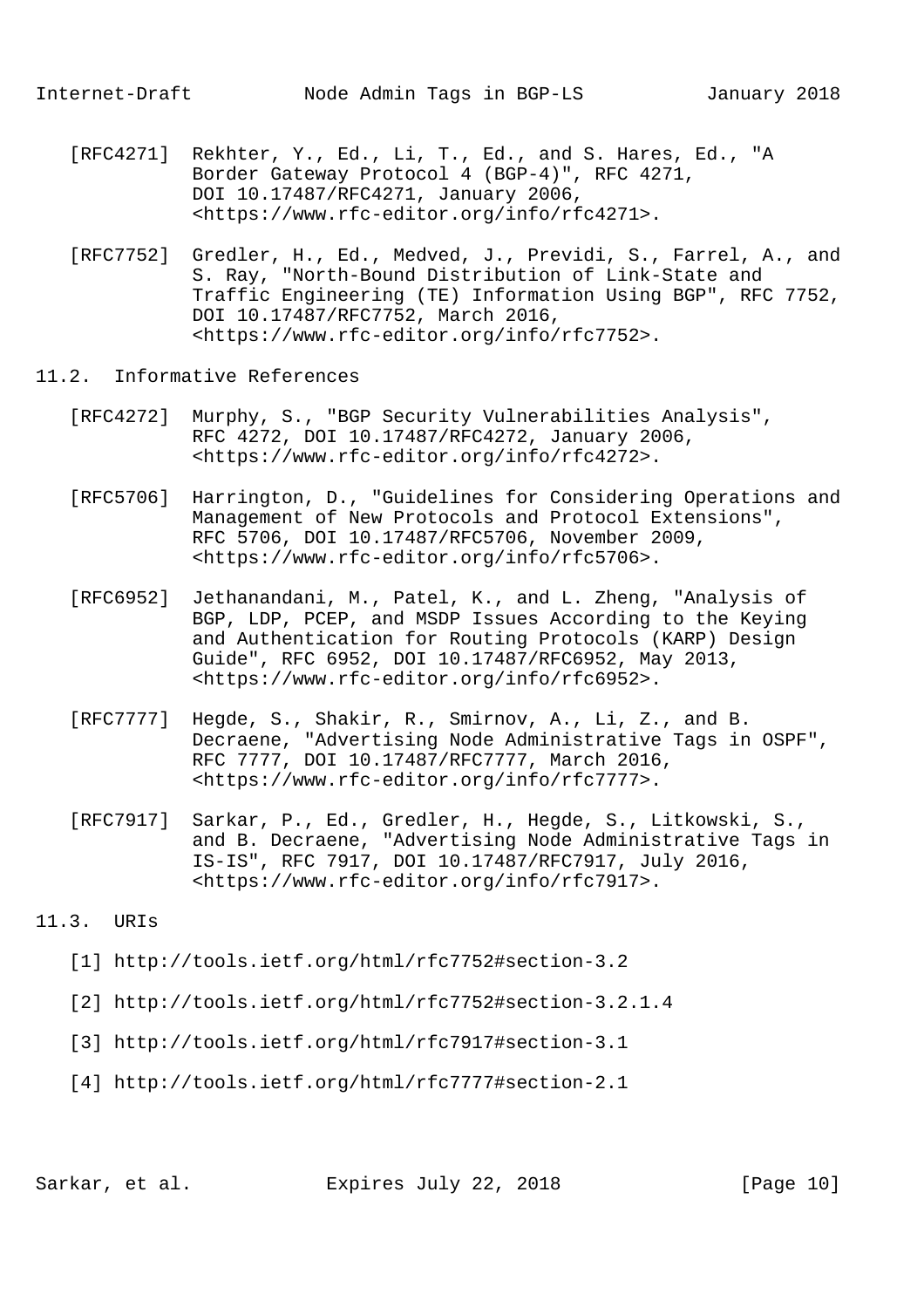[RFC4271] Rekhter, Y., Ed., Li, T., Ed., and S. Hares, Ed., "A Border Gateway Protocol 4 (BGP-4)", RFC 4271, DOI 10.17487/RFC4271, January 2006, <https://www.rfc-editor.org/info/rfc4271>.

[RFC7752] Gredler, H., Ed., Medved, J., Previdi, S., Farrel, A., and S. Ray, "North-Bound Distribution of Link-State and Traffic Engineering (TE) Information Using BGP", RFC 7752, DOI 10.17487/RFC7752, March 2016, <https://www.rfc-editor.org/info/rfc7752>.

## 11.2. Informative References

[RFC4272] Murphy, S., "BGP Security Vulnerabilities Analysis", RFC 4272, DOI 10.17487/RFC4272, January 2006, <https://www.rfc-editor.org/info/rfc4272>.

[RFC5706] Harrington, D., "Guidelines for Considering Operations and Management of New Protocols and Protocol Extensions", RFC 5706, DOI 10.17487/RFC5706, November 2009, <https://www.rfc-editor.org/info/rfc5706>.

[RFC6952] Jethanandani, M., Patel, K., and L. Zheng, "Analysis of BGP, LDP, PCEP, and MSDP Issues According to the Keying and Authentication for Routing Protocols (KARP) Design Guide", RFC 6952, DOI 10.17487/RFC6952, May 2013, <https://www.rfc-editor.org/info/rfc6952>.

[RFC7777] Hegde, S., Shakir, R., Smirnov, A., Li, Z., and B. Decraene, "Advertising Node Administrative Tags in OSPF", RFC 7777, DOI 10.17487/RFC7777, March 2016, <https://www.rfc-editor.org/info/rfc7777>.

[RFC7917] Sarkar, P., Ed., Gredler, H., Hegde, S., Litkowski, S., and B. Decraene, "Advertising Node Administrative Tags in IS-IS", RFC 7917, DOI 10.17487/RFC7917, July 2016, <https://www.rfc-editor.org/info/rfc7917>.

## 11.3. URIs

[1] http://tools.ietf.org/html/rfc7752#section-3.2

[2] http://tools.ietf.org/html/rfc7752#section-3.2.1.4

[3] http://tools.ietf.org/html/rfc7917#section-3.1

[4] http://tools.ietf.org/html/rfc7777#section-2.1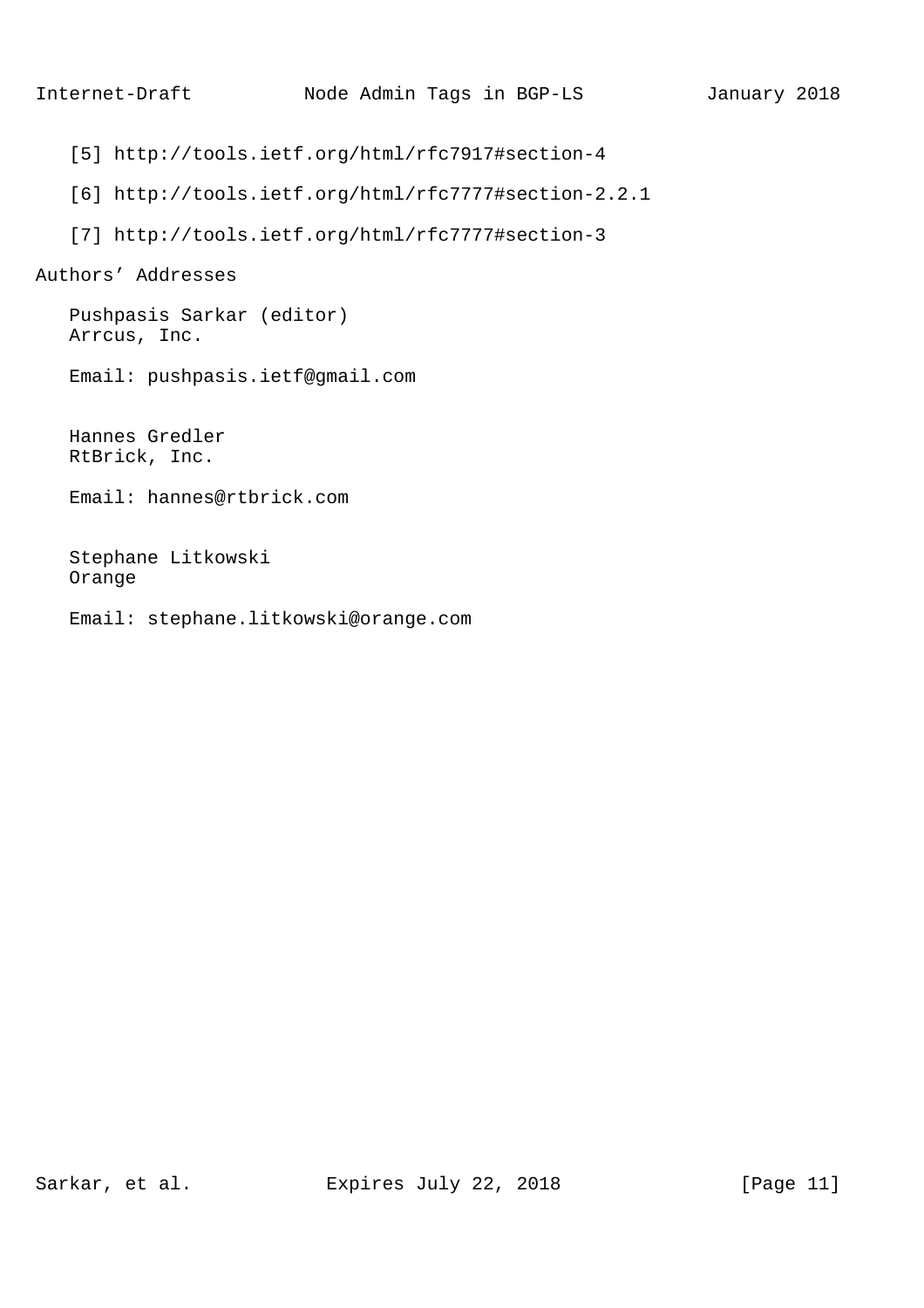[5] http://tools.ietf.org/html/rfc7917#section-4

[6] http://tools.ietf.org/html/rfc7777#section-2.2.1

[7] http://tools.ietf.org/html/rfc7777#section-3

## Authors' Addresses

Pushpasis Sarkar (editor)
Arrcus, Inc.

Email: pushpasis.ietf@gmail.com

Hannes Gredler
RtBrick, Inc.

Email: hannes@rtbrick.com

Stephane Litkowski
Orange

Email: stephane.litkowski@orange.com